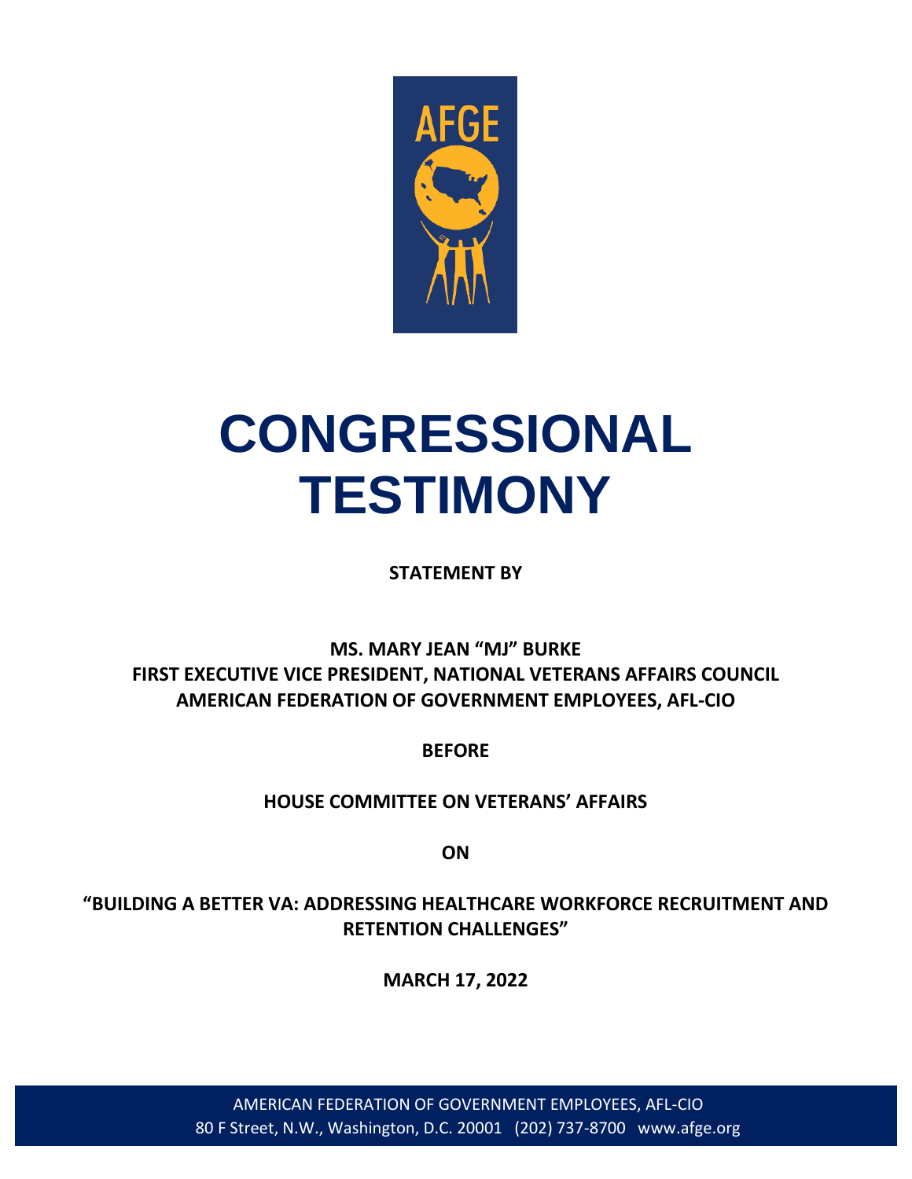AFGE

# CONGRESSIONAL TESTIMONY

**STATEMENT BY**

**MS. MARY JEAN “MJ” BURKE**
**FIRST EXECUTIVE VICE PRESIDENT, NATIONAL VETERANS AFFAIRS COUNCIL**
**AMERICAN FEDERATION OF GOVERNMENT EMPLOYEES, AFL-CIO**

**BEFORE**

**HOUSE COMMITTEE ON VETERANS’ AFFAIRS**

**ON**

**“BUILDING A BETTER VA: ADDRESSING HEALTHCARE WORKFORCE RECRUITMENT AND RETENTION CHALLENGES”**

**MARCH 17, 2022**

AMERICAN FEDERATION OF GOVERNMENT EMPLOYEES, AFL-CIO
80 F Street, N.W., Washington, D.C. 20001 (202) 737-8700 www.afge.org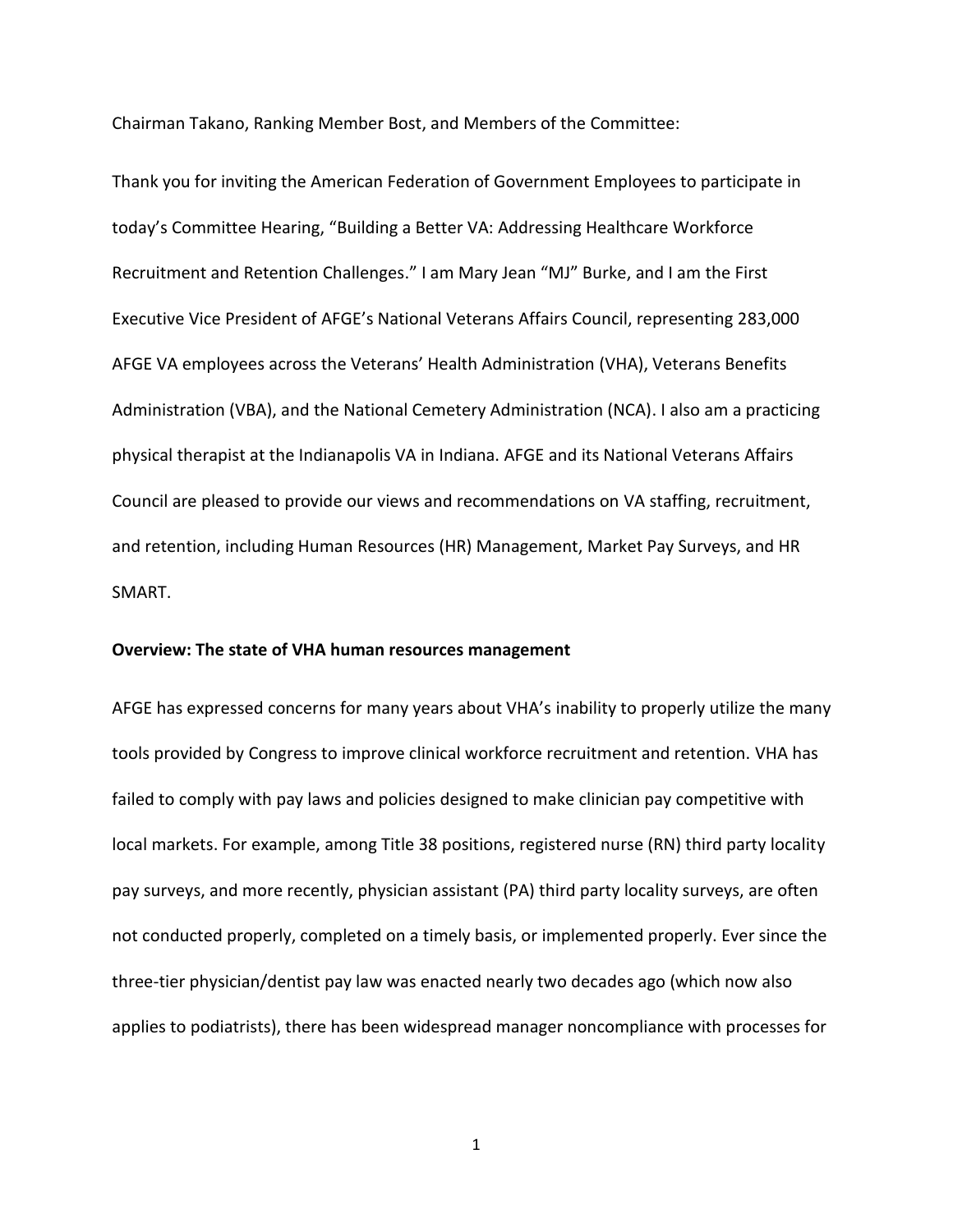Chairman Takano, Ranking Member Bost, and Members of the Committee:

Thank you for inviting the American Federation of Government Employees to participate in today's Committee Hearing, "Building a Better VA: Addressing Healthcare Workforce Recruitment and Retention Challenges." I am Mary Jean "MJ" Burke, and I am the First Executive Vice President of AFGE's National Veterans Affairs Council, representing 283,000 AFGE VA employees across the Veterans' Health Administration (VHA), Veterans Benefits Administration (VBA), and the National Cemetery Administration (NCA). I also am a practicing physical therapist at the Indianapolis VA in Indiana. AFGE and its National Veterans Affairs Council are pleased to provide our views and recommendations on VA staffing, recruitment, and retention, including Human Resources (HR) Management, Market Pay Surveys, and HR SMART.

**Overview: The state of VHA human resources management**

AFGE has expressed concerns for many years about VHA's inability to properly utilize the many tools provided by Congress to improve clinical workforce recruitment and retention. VHA has failed to comply with pay laws and policies designed to make clinician pay competitive with local markets. For example, among Title 38 positions, registered nurse (RN) third party locality pay surveys, and more recently, physician assistant (PA) third party locality surveys, are often not conducted properly, completed on a timely basis, or implemented properly. Ever since the three-tier physician/dentist pay law was enacted nearly two decades ago (which now also applies to podiatrists), there has been widespread manager noncompliance with processes for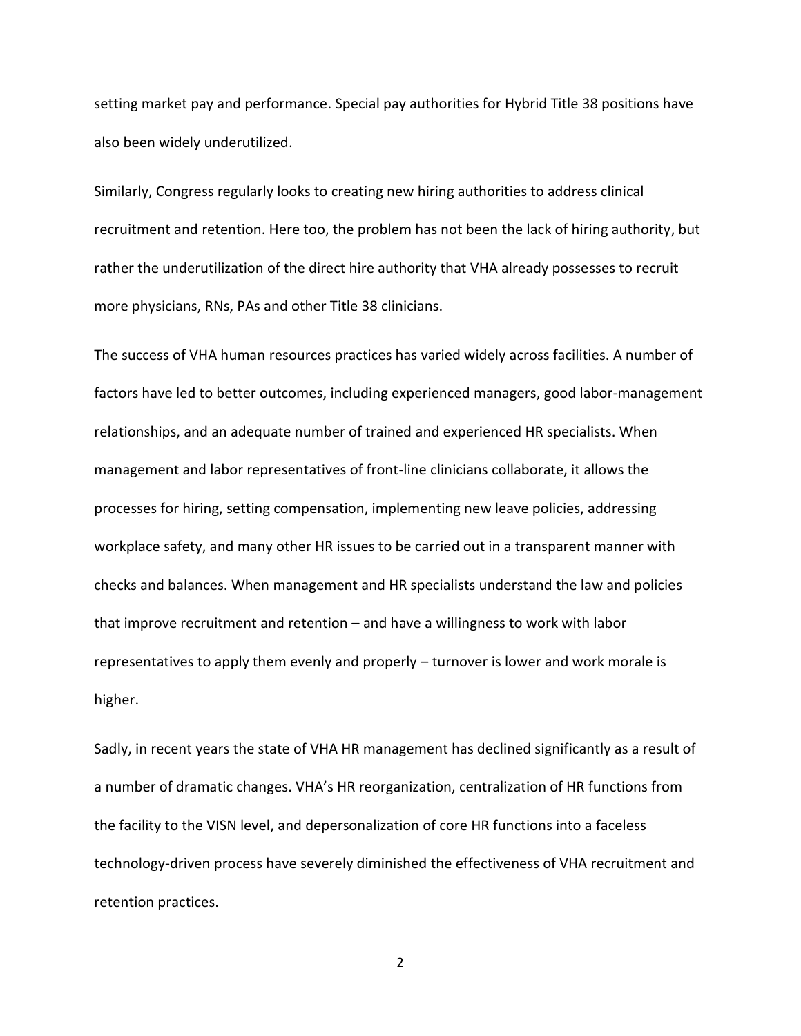setting market pay and performance. Special pay authorities for Hybrid Title 38 positions have also been widely underutilized.

Similarly, Congress regularly looks to creating new hiring authorities to address clinical recruitment and retention. Here too, the problem has not been the lack of hiring authority, but rather the underutilization of the direct hire authority that VHA already possesses to recruit more physicians, RNs, PAs and other Title 38 clinicians.

The success of VHA human resources practices has varied widely across facilities. A number of factors have led to better outcomes, including experienced managers, good labor-management relationships, and an adequate number of trained and experienced HR specialists. When management and labor representatives of front-line clinicians collaborate, it allows the processes for hiring, setting compensation, implementing new leave policies, addressing workplace safety, and many other HR issues to be carried out in a transparent manner with checks and balances. When management and HR specialists understand the law and policies that improve recruitment and retention – and have a willingness to work with labor representatives to apply them evenly and properly – turnover is lower and work morale is higher.

Sadly, in recent years the state of VHA HR management has declined significantly as a result of a number of dramatic changes. VHA's HR reorganization, centralization of HR functions from the facility to the VISN level, and depersonalization of core HR functions into a faceless technology-driven process have severely diminished the effectiveness of VHA recruitment and retention practices.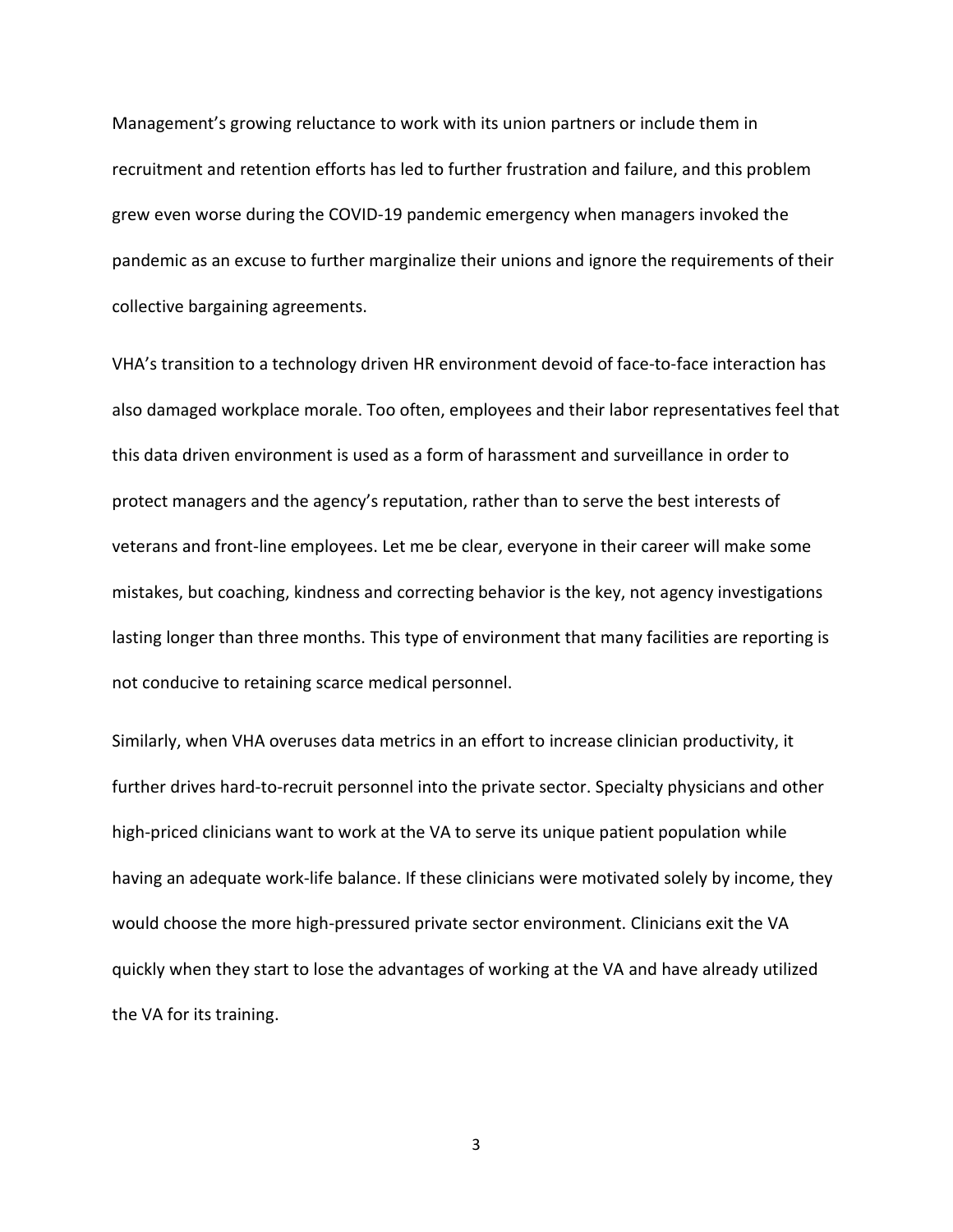Management's growing reluctance to work with its union partners or include them in recruitment and retention efforts has led to further frustration and failure, and this problem grew even worse during the COVID-19 pandemic emergency when managers invoked the pandemic as an excuse to further marginalize their unions and ignore the requirements of their collective bargaining agreements.

VHA's transition to a technology driven HR environment devoid of face-to-face interaction has also damaged workplace morale. Too often, employees and their labor representatives feel that this data driven environment is used as a form of harassment and surveillance in order to protect managers and the agency's reputation, rather than to serve the best interests of veterans and front-line employees. Let me be clear, everyone in their career will make some mistakes, but coaching, kindness and correcting behavior is the key, not agency investigations lasting longer than three months. This type of environment that many facilities are reporting is not conducive to retaining scarce medical personnel.

Similarly, when VHA overuses data metrics in an effort to increase clinician productivity, it further drives hard-to-recruit personnel into the private sector. Specialty physicians and other high-priced clinicians want to work at the VA to serve its unique patient population while having an adequate work-life balance. If these clinicians were motivated solely by income, they would choose the more high-pressured private sector environment. Clinicians exit the VA quickly when they start to lose the advantages of working at the VA and have already utilized the VA for its training.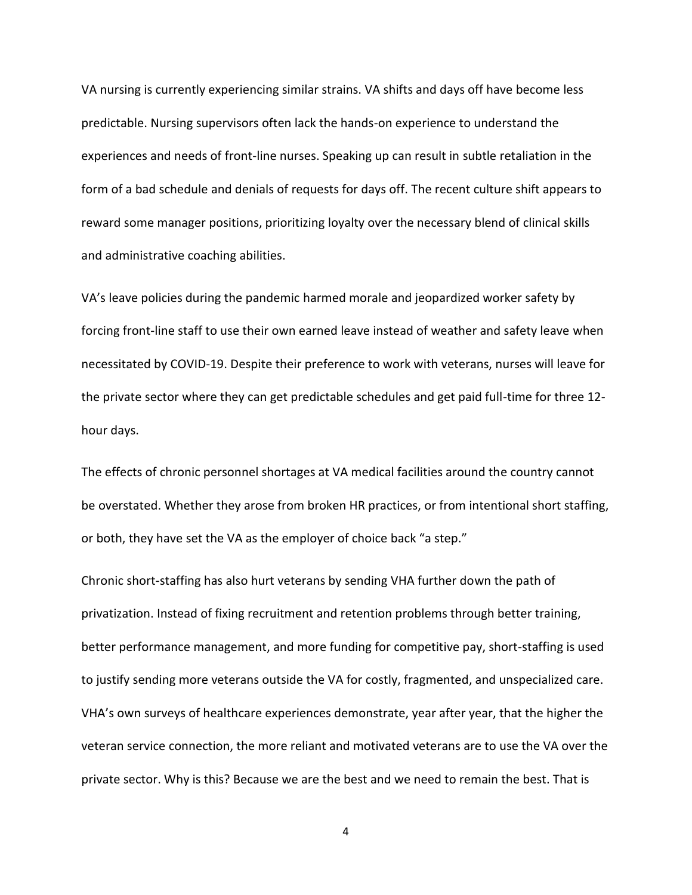VA nursing is currently experiencing similar strains. VA shifts and days off have become less predictable. Nursing supervisors often lack the hands-on experience to understand the experiences and needs of front-line nurses. Speaking up can result in subtle retaliation in the form of a bad schedule and denials of requests for days off. The recent culture shift appears to reward some manager positions, prioritizing loyalty over the necessary blend of clinical skills and administrative coaching abilities.

VA's leave policies during the pandemic harmed morale and jeopardized worker safety by forcing front-line staff to use their own earned leave instead of weather and safety leave when necessitated by COVID-19. Despite their preference to work with veterans, nurses will leave for the private sector where they can get predictable schedules and get paid full-time for three 12-hour days.

The effects of chronic personnel shortages at VA medical facilities around the country cannot be overstated. Whether they arose from broken HR practices, or from intentional short staffing, or both, they have set the VA as the employer of choice back "a step."

Chronic short-staffing has also hurt veterans by sending VHA further down the path of privatization. Instead of fixing recruitment and retention problems through better training, better performance management, and more funding for competitive pay, short-staffing is used to justify sending more veterans outside the VA for costly, fragmented, and unspecialized care. VHA's own surveys of healthcare experiences demonstrate, year after year, that the higher the veteran service connection, the more reliant and motivated veterans are to use the VA over the private sector. Why is this? Because we are the best and we need to remain the best. That is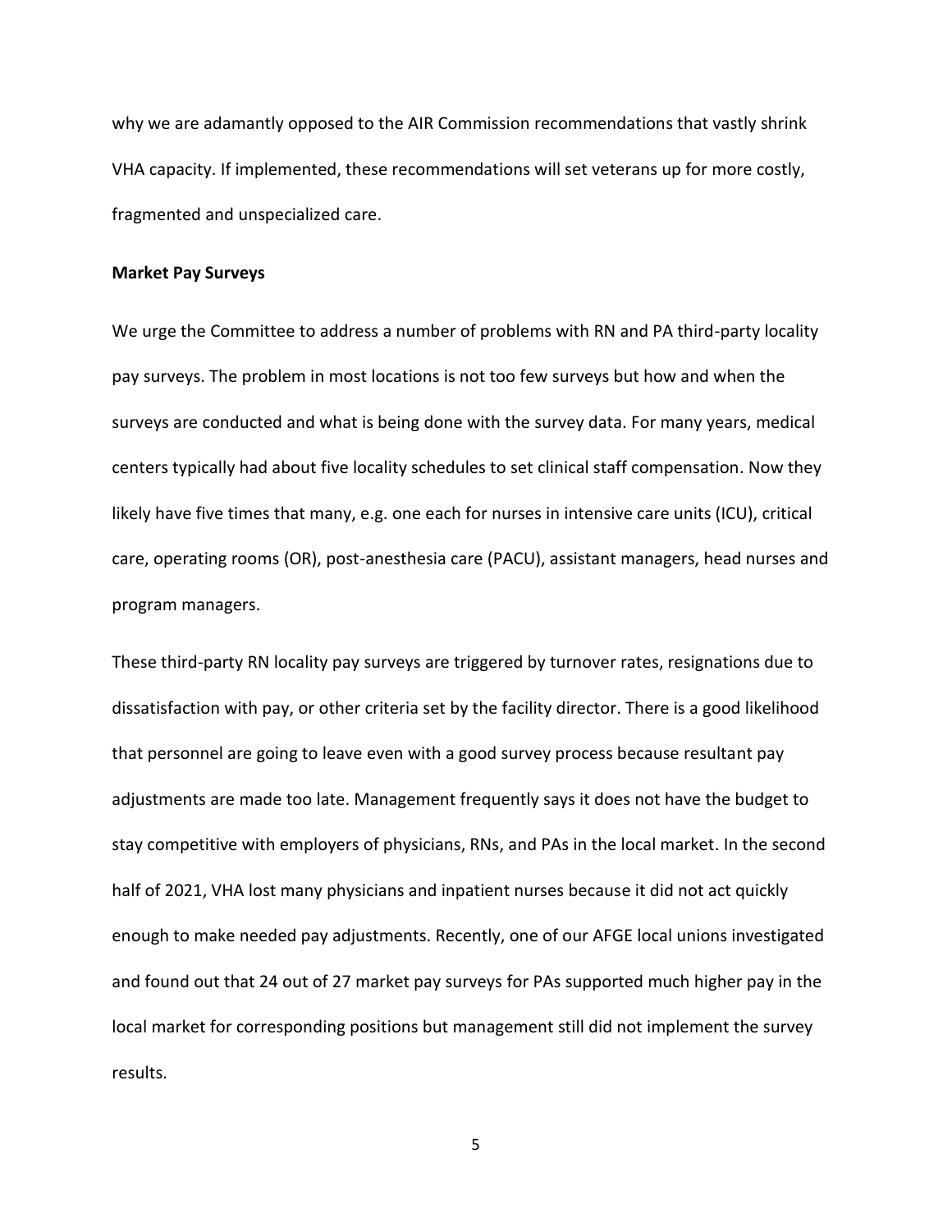why we are adamantly opposed to the AIR Commission recommendations that vastly shrink VHA capacity. If implemented, these recommendations will set veterans up for more costly, fragmented and unspecialized care.

**Market Pay Surveys**

We urge the Committee to address a number of problems with RN and PA third-party locality pay surveys. The problem in most locations is not too few surveys but how and when the surveys are conducted and what is being done with the survey data. For many years, medical centers typically had about five locality schedules to set clinical staff compensation. Now they likely have five times that many, e.g. one each for nurses in intensive care units (ICU), critical care, operating rooms (OR), post-anesthesia care (PACU), assistant managers, head nurses and program managers.

These third-party RN locality pay surveys are triggered by turnover rates, resignations due to dissatisfaction with pay, or other criteria set by the facility director. There is a good likelihood that personnel are going to leave even with a good survey process because resultant pay adjustments are made too late. Management frequently says it does not have the budget to stay competitive with employers of physicians, RNs, and PAs in the local market. In the second half of 2021, VHA lost many physicians and inpatient nurses because it did not act quickly enough to make needed pay adjustments. Recently, one of our AFGE local unions investigated and found out that 24 out of 27 market pay surveys for PAs supported much higher pay in the local market for corresponding positions but management still did not implement the survey results.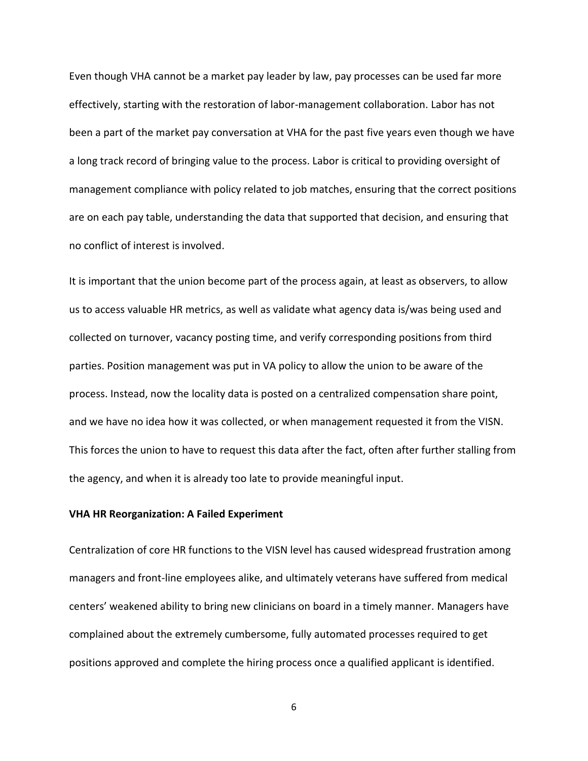Even though VHA cannot be a market pay leader by law, pay processes can be used far more effectively, starting with the restoration of labor-management collaboration. Labor has not been a part of the market pay conversation at VHA for the past five years even though we have a long track record of bringing value to the process. Labor is critical to providing oversight of management compliance with policy related to job matches, ensuring that the correct positions are on each pay table, understanding the data that supported that decision, and ensuring that no conflict of interest is involved.

It is important that the union become part of the process again, at least as observers, to allow us to access valuable HR metrics, as well as validate what agency data is/was being used and collected on turnover, vacancy posting time, and verify corresponding positions from third parties. Position management was put in VA policy to allow the union to be aware of the process. Instead, now the locality data is posted on a centralized compensation share point, and we have no idea how it was collected, or when management requested it from the VISN. This forces the union to have to request this data after the fact, often after further stalling from the agency, and when it is already too late to provide meaningful input.

**VHA HR Reorganization: A Failed Experiment**

Centralization of core HR functions to the VISN level has caused widespread frustration among managers and front-line employees alike, and ultimately veterans have suffered from medical centers' weakened ability to bring new clinicians on board in a timely manner. Managers have complained about the extremely cumbersome, fully automated processes required to get positions approved and complete the hiring process once a qualified applicant is identified.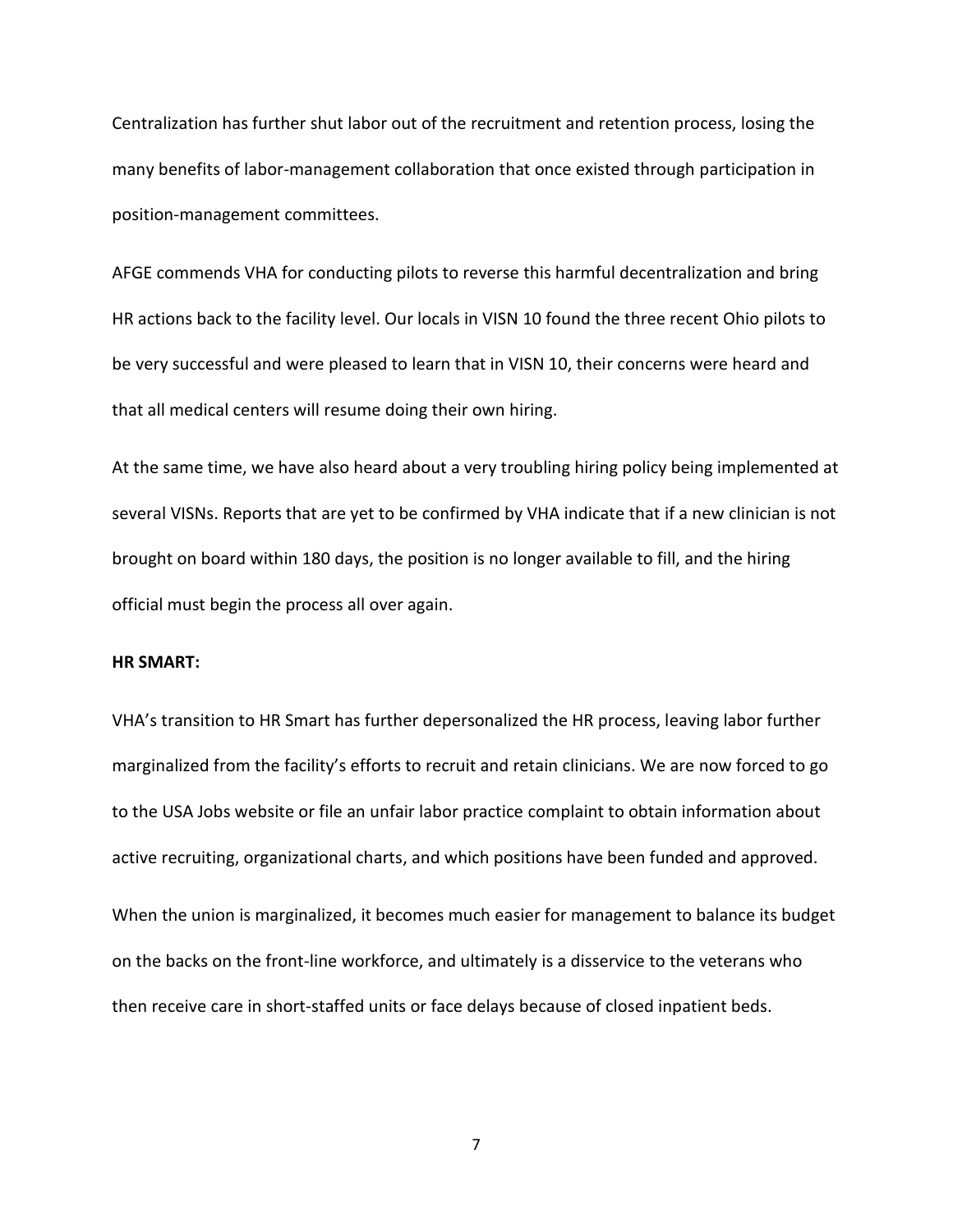Centralization has further shut labor out of the recruitment and retention process, losing the many benefits of labor-management collaboration that once existed through participation in position-management committees.

AFGE commends VHA for conducting pilots to reverse this harmful decentralization and bring HR actions back to the facility level. Our locals in VISN 10 found the three recent Ohio pilots to be very successful and were pleased to learn that in VISN 10, their concerns were heard and that all medical centers will resume doing their own hiring.

At the same time, we have also heard about a very troubling hiring policy being implemented at several VISNs. Reports that are yet to be confirmed by VHA indicate that if a new clinician is not brought on board within 180 days, the position is no longer available to fill, and the hiring official must begin the process all over again.

**HR SMART:**

VHA's transition to HR Smart has further depersonalized the HR process, leaving labor further marginalized from the facility's efforts to recruit and retain clinicians. We are now forced to go to the USA Jobs website or file an unfair labor practice complaint to obtain information about active recruiting, organizational charts, and which positions have been funded and approved.

When the union is marginalized, it becomes much easier for management to balance its budget on the backs on the front-line workforce, and ultimately is a disservice to the veterans who then receive care in short-staffed units or face delays because of closed inpatient beds.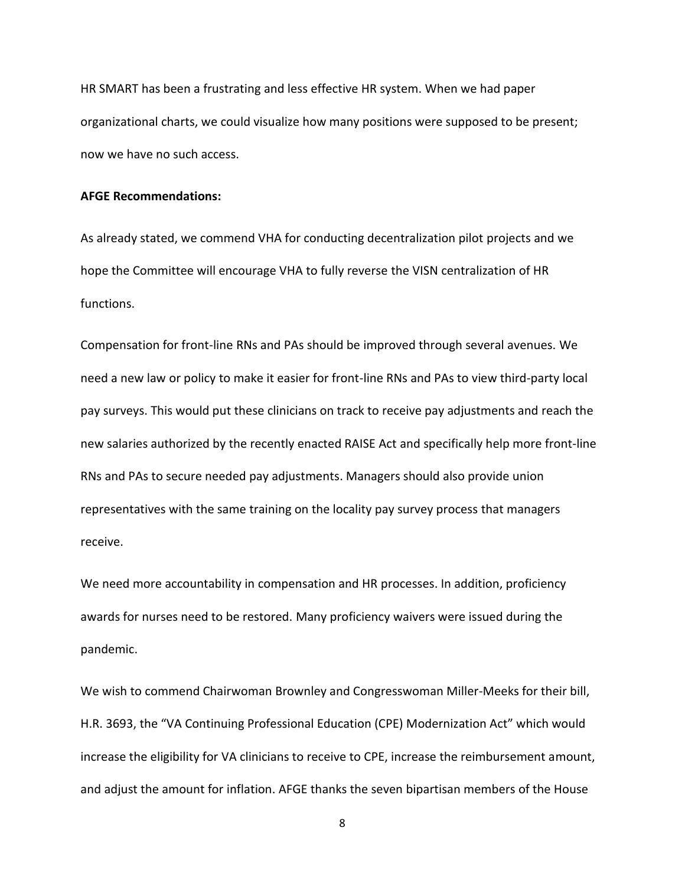HR SMART has been a frustrating and less effective HR system. When we had paper organizational charts, we could visualize how many positions were supposed to be present; now we have no such access.

**AFGE Recommendations:**

As already stated, we commend VHA for conducting decentralization pilot projects and we hope the Committee will encourage VHA to fully reverse the VISN centralization of HR functions.

Compensation for front-line RNs and PAs should be improved through several avenues. We need a new law or policy to make it easier for front-line RNs and PAs to view third-party local pay surveys. This would put these clinicians on track to receive pay adjustments and reach the new salaries authorized by the recently enacted RAISE Act and specifically help more front-line RNs and PAs to secure needed pay adjustments. Managers should also provide union representatives with the same training on the locality pay survey process that managers receive.

We need more accountability in compensation and HR processes. In addition, proficiency awards for nurses need to be restored. Many proficiency waivers were issued during the pandemic.

We wish to commend Chairwoman Brownley and Congresswoman Miller-Meeks for their bill, H.R. 3693, the "VA Continuing Professional Education (CPE) Modernization Act" which would increase the eligibility for VA clinicians to receive to CPE, increase the reimbursement amount, and adjust the amount for inflation. AFGE thanks the seven bipartisan members of the House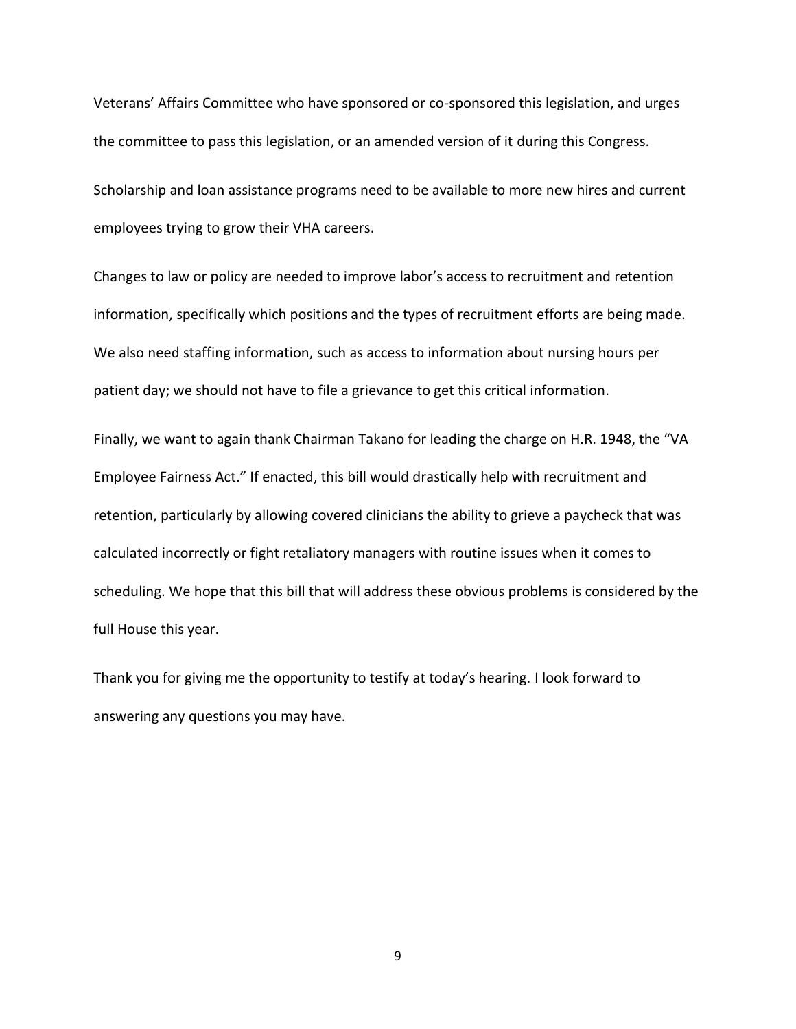Veterans' Affairs Committee who have sponsored or co-sponsored this legislation, and urges the committee to pass this legislation, or an amended version of it during this Congress.

Scholarship and loan assistance programs need to be available to more new hires and current employees trying to grow their VHA careers.

Changes to law or policy are needed to improve labor's access to recruitment and retention information, specifically which positions and the types of recruitment efforts are being made. We also need staffing information, such as access to information about nursing hours per patient day; we should not have to file a grievance to get this critical information.

Finally, we want to again thank Chairman Takano for leading the charge on H.R. 1948, the "VA Employee Fairness Act." If enacted, this bill would drastically help with recruitment and retention, particularly by allowing covered clinicians the ability to grieve a paycheck that was calculated incorrectly or fight retaliatory managers with routine issues when it comes to scheduling. We hope that this bill that will address these obvious problems is considered by the full House this year.

Thank you for giving me the opportunity to testify at today's hearing. I look forward to answering any questions you may have.